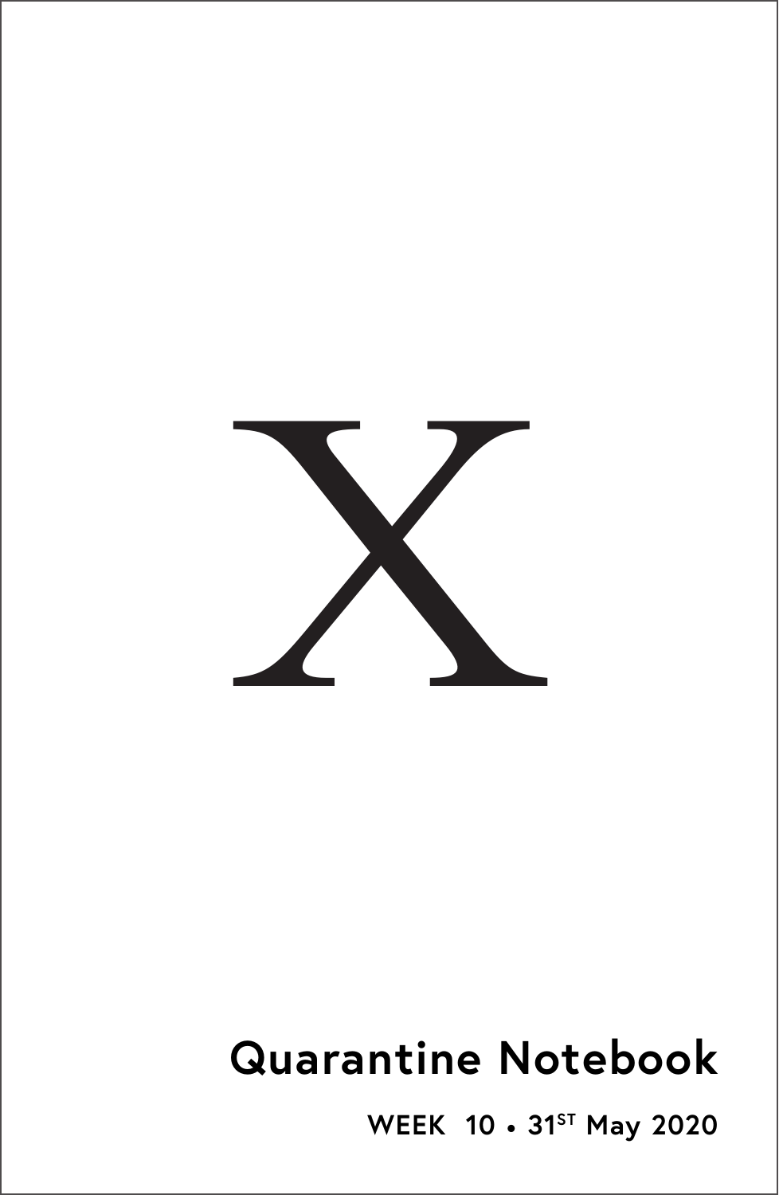# X

## Quarantine Notebook

**WEEK 10 • 31ST May 2020**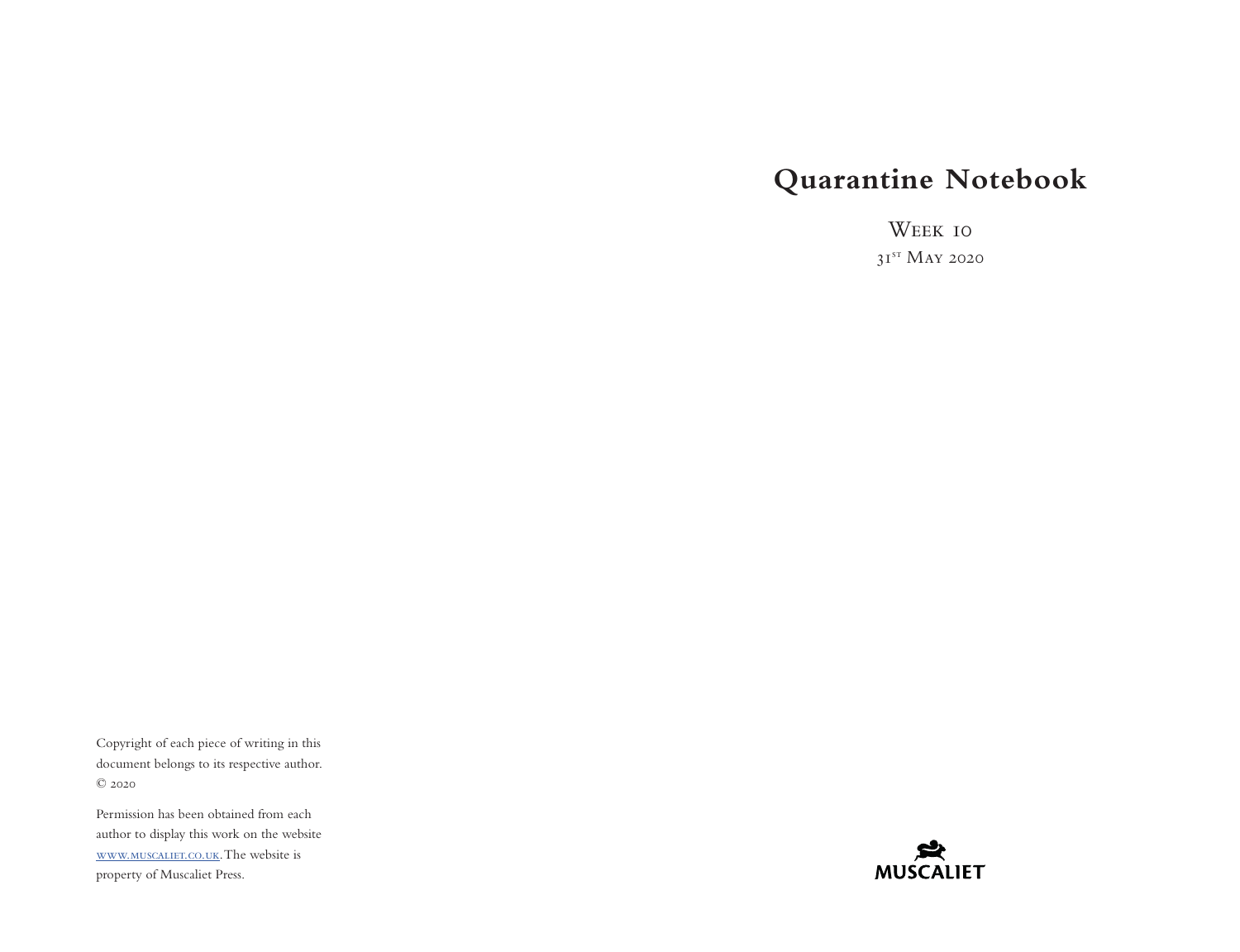Copyright of each piece of writing in this document belongs to its respective author. © 2020

Permission has been obtained from each author to display this work on the website [www.muscaliet.co.uk](http://www.muscaliet.co.uk). The website is property of Muscaliet Press.

# Quarantine Notebook

Week 10

31st May 2020

MUSCALIET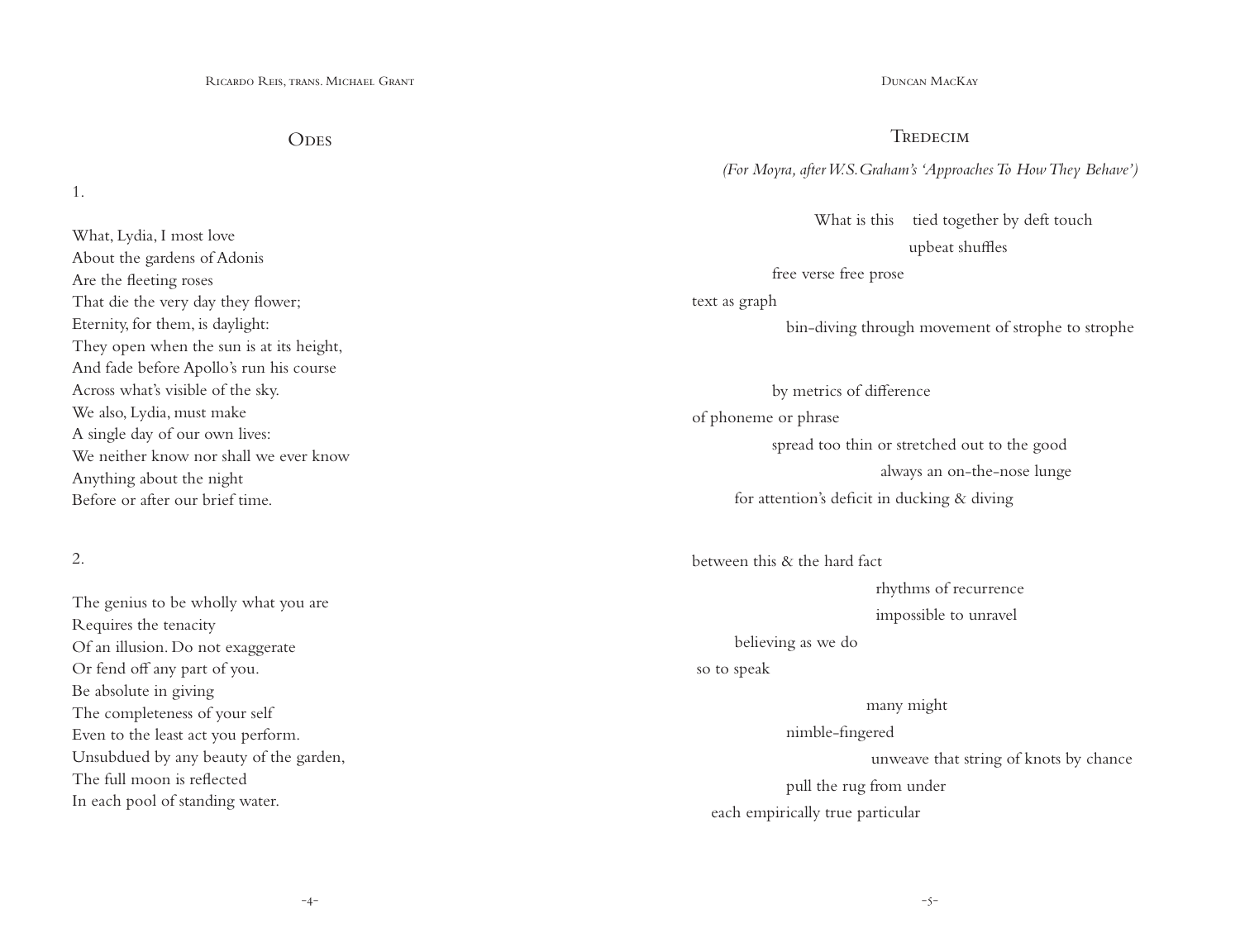## Odes

1.

What, Lydia, I most love
About the gardens of Adonis
Are the fleeting roses
That die the very day they flower;
Eternity, for them, is daylight:
They open when the sun is at its height,
And fade before Apollo's run his course
Across what's visible of the sky.
We also, Lydia, must make
A single day of our own lives:
We neither know nor shall we ever know
Anything about the night
Before or after our brief time.

2.

The genius to be wholly what you are
Requires the tenacity
Of an illusion. Do not exaggerate
Or fend off any part of you.
Be absolute in giving
The completeness of your self
Even to the least act you perform.
Unsubdued by any beauty of the garden,
The full moon is reflected
In each pool of standing water.

## Tredecim

*(For Moyra, after W.S. Graham's 'Approaches To How They Behave')*

What is this    tied together by deft touch
upbeat shuffles
free verse free prose
text as graph
bin-diving through movement of strophe to strophe

by metrics of difference
of phoneme or phrase
spread too thin or stretched out to the good
always an on-the-nose lunge
for attention's deficit in ducking & diving

between this & the hard fact
rhythms of recurrence
impossible to unravel
believing as we do
so to speak

many might
nimble-fingered
unweave that string of knots by chance
pull the rug from under
each empirically true particular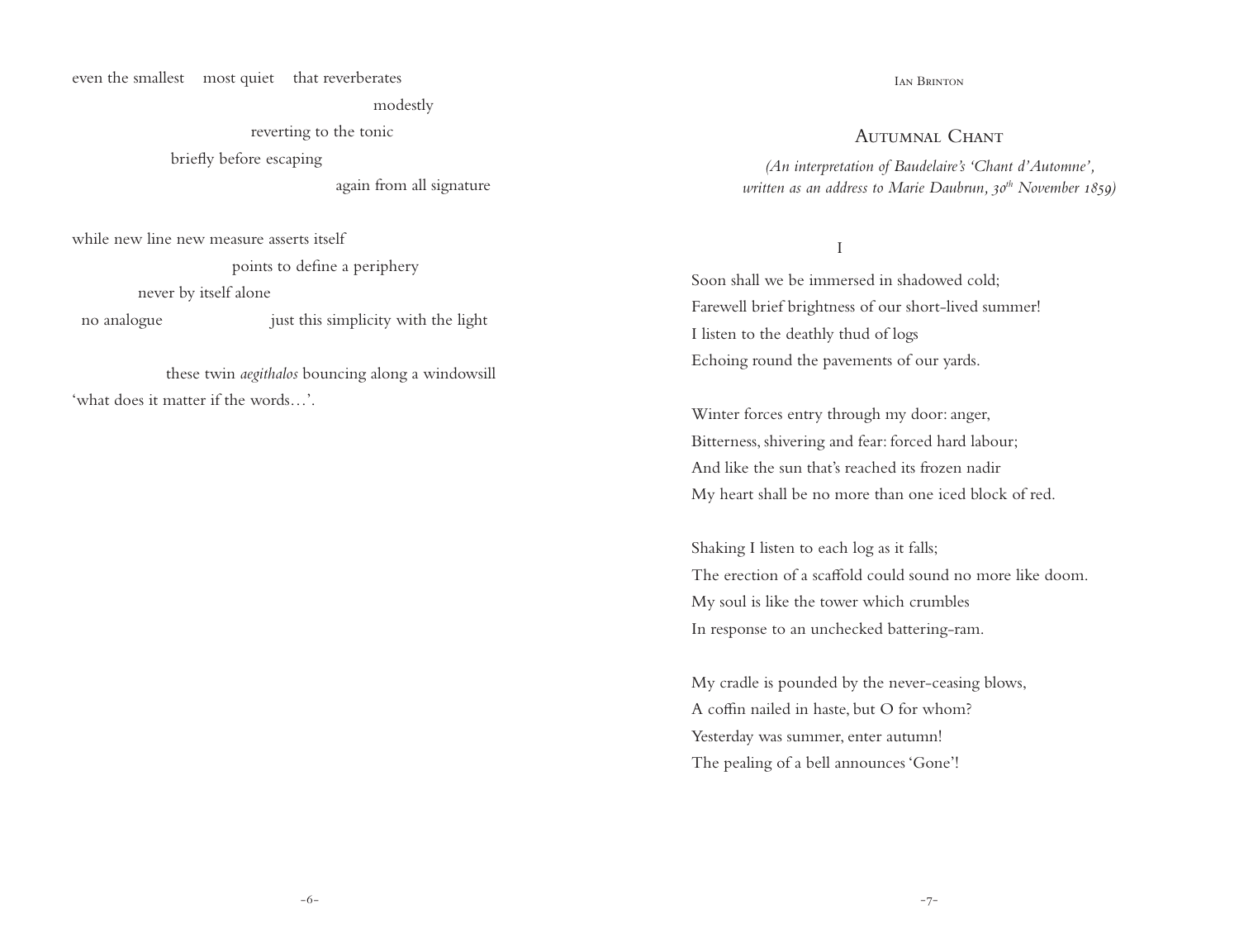even the smallest    most quiet    that reverberates
                                        modestly
                        reverting to the tonic
                briefly before escaping
                                        again from all signature

while new line new measure asserts itself
                        points to define a periphery
            never by itself alone
no analogue                    just this simplicity with the light

            these twin *aegithalos* bouncing along a windowsill
'what does it matter if the words…'.

Ian Brinton

## Autumnal Chant

*(An interpretation of Baudelaire's 'Chant d'Automne', written as an address to Marie Daubrun, 30th November 1859)*

### I

Soon shall we be immersed in shadowed cold;
Farewell brief brightness of our short-lived summer!
I listen to the deathly thud of logs
Echoing round the pavements of our yards.

Winter forces entry through my door: anger,
Bitterness, shivering and fear: forced hard labour;
And like the sun that's reached its frozen nadir
My heart shall be no more than one iced block of red.

Shaking I listen to each log as it falls;
The erection of a scaffold could sound no more like doom.
My soul is like the tower which crumbles
In response to an unchecked battering-ram.

My cradle is pounded by the never-ceasing blows,
A coffin nailed in haste, but O for whom?
Yesterday was summer, enter autumn!
The pealing of a bell announces 'Gone'!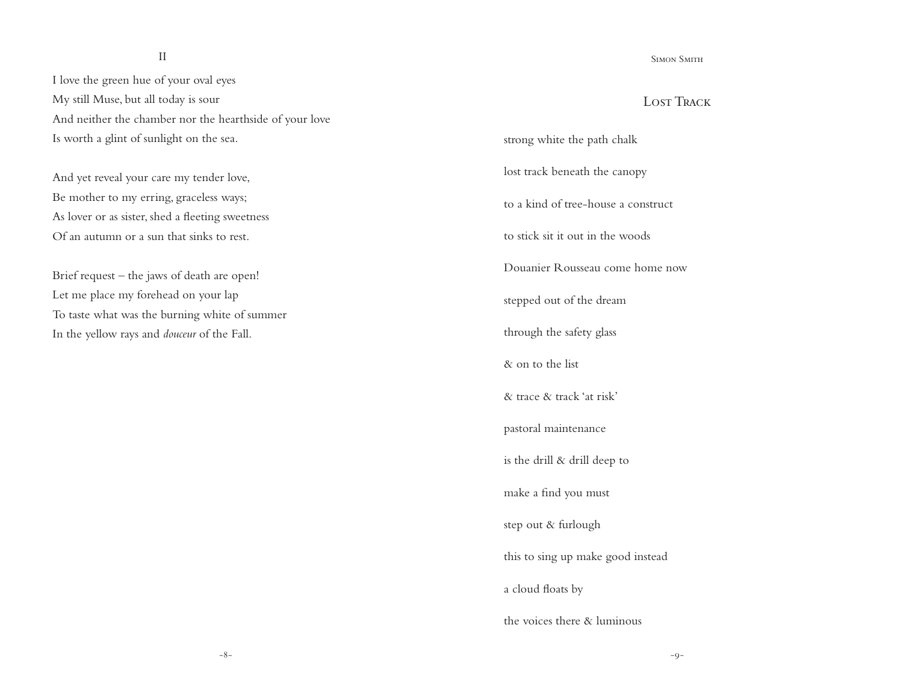## II

I love the green hue of your oval eyes
My still Muse, but all today is sour
And neither the chamber nor the hearthside of your love
Is worth a glint of sunlight on the sea.

And yet reveal your care my tender love,
Be mother to my erring, graceless ways;
As lover or as sister, shed a fleeting sweetness
Of an autumn or a sun that sinks to rest.

Brief request – the jaws of death are open!
Let me place my forehead on your lap
To taste what was the burning white of summer
In the yellow rays and *douceur* of the Fall.

## Lost Track

strong white the path chalk

lost track beneath the canopy

to a kind of tree-house a construct

to stick sit it out in the woods

Douanier Rousseau come home now

stepped out of the dream

through the safety glass

& on to the list

& trace & track 'at risk'

pastoral maintenance

is the drill & drill deep to

make a find you must

step out & furlough

this to sing up make good instead

a cloud floats by

the voices there & luminous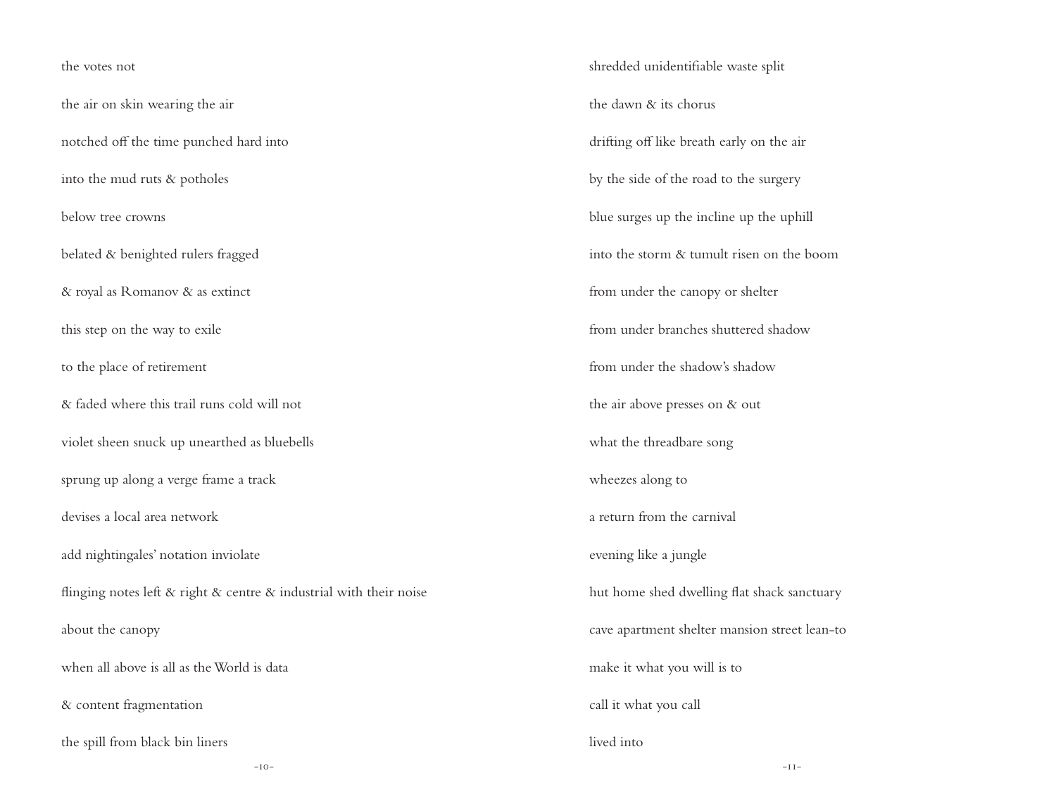the votes not

the air on skin wearing the air

notched off the time punched hard into

into the mud ruts & potholes

below tree crowns

belated & benighted rulers fragged

& royal as Romanov & as extinct

this step on the way to exile

to the place of retirement

& faded where this trail runs cold will not

violet sheen snuck up unearthed as bluebells

sprung up along a verge frame a track

devises a local area network

add nightingales' notation inviolate

flinging notes left & right & centre & industrial with their noise

about the canopy

when all above is all as the World is data

& content fragmentation

the spill from black bin liners

shredded unidentifiable waste split

the dawn & its chorus

drifting off like breath early on the air

by the side of the road to the surgery

blue surges up the incline up the uphill

into the storm & tumult risen on the boom

from under the canopy or shelter

from under branches shuttered shadow

from under the shadow's shadow

the air above presses on & out

what the threadbare song

wheezes along to

a return from the carnival

evening like a jungle

hut home shed dwelling flat shack sanctuary

cave apartment shelter mansion street lean-to

make it what you will is to

call it what you call

lived into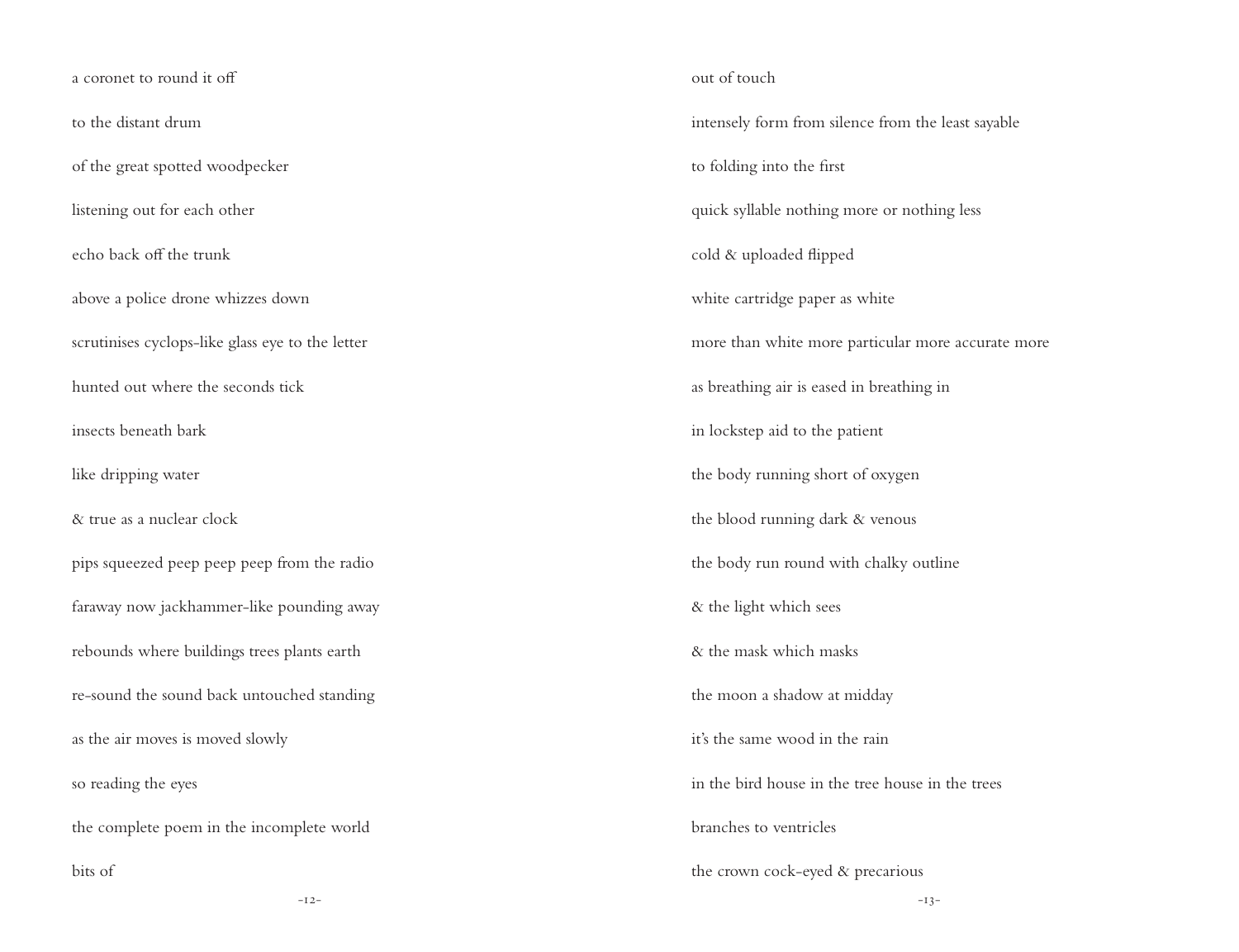a coronet to round it off

to the distant drum

of the great spotted woodpecker

listening out for each other

echo back off the trunk

above a police drone whizzes down

scrutinises cyclops-like glass eye to the letter

hunted out where the seconds tick

insects beneath bark

like dripping water

& true as a nuclear clock

pips squeezed peep peep peep from the radio

faraway now jackhammer-like pounding away

rebounds where buildings trees plants earth

re-sound the sound back untouched standing

as the air moves is moved slowly

so reading the eyes

the complete poem in the incomplete world

bits of

out of touch

intensely form from silence from the least sayable

to folding into the first

quick syllable nothing more or nothing less

cold & uploaded flipped

white cartridge paper as white

more than white more particular more accurate more

as breathing air is eased in breathing in

in lockstep aid to the patient

the body running short of oxygen

the blood running dark & venous

the body run round with chalky outline

& the light which sees

& the mask which masks

the moon a shadow at midday

it's the same wood in the rain

in the bird house in the tree house in the trees

branches to ventricles

the crown cock-eyed & precarious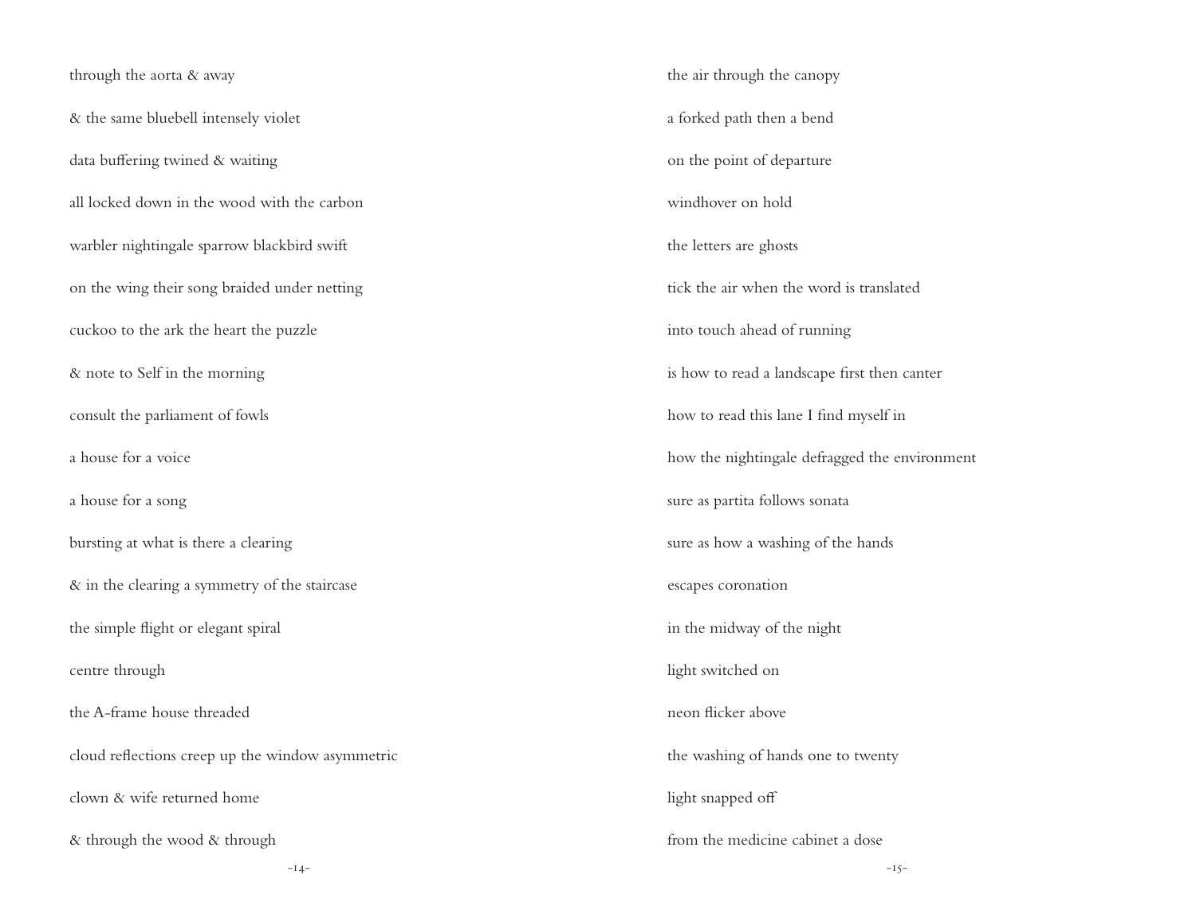through the aorta & away

& the same bluebell intensely violet

data buffering twined & waiting

all locked down in the wood with the carbon

warbler nightingale sparrow blackbird swift

on the wing their song braided under netting

cuckoo to the ark the heart the puzzle

& note to Self in the morning

consult the parliament of fowls

a house for a voice

a house for a song

bursting at what is there a clearing

& in the clearing a symmetry of the staircase

the simple flight or elegant spiral

centre through

the A-frame house threaded

cloud reflections creep up the window asymmetric

clown & wife returned home

& through the wood & through

the air through the canopy

a forked path then a bend

on the point of departure

windhover on hold

the letters are ghosts

tick the air when the word is translated

into touch ahead of running

is how to read a landscape first then canter

how to read this lane I find myself in

how the nightingale defragged the environment

sure as partita follows sonata

sure as how a washing of the hands

escapes coronation

in the midway of the night

light switched on

neon flicker above

the washing of hands one to twenty

light snapped off

from the medicine cabinet a dose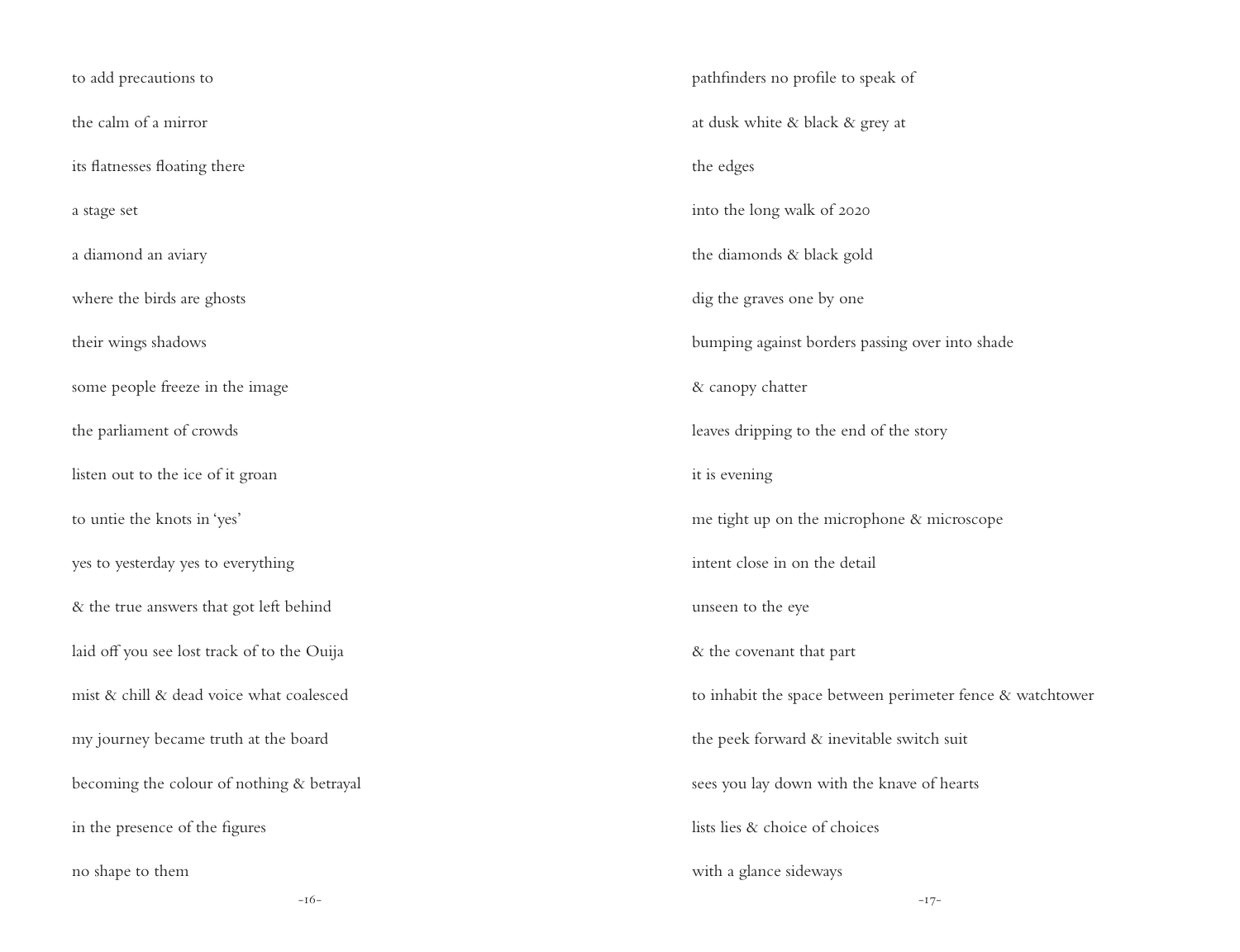to add precautions to

the calm of a mirror

its flatnesses floating there

a stage set

a diamond an aviary

where the birds are ghosts

their wings shadows

some people freeze in the image

the parliament of crowds

listen out to the ice of it groan

to untie the knots in 'yes'

yes to yesterday yes to everything

& the true answers that got left behind

laid off you see lost track of to the Ouija

mist & chill & dead voice what coalesced

my journey became truth at the board

becoming the colour of nothing & betrayal

in the presence of the figures

no shape to them

pathfinders no profile to speak of

at dusk white & black & grey at

the edges

into the long walk of 2020

the diamonds & black gold

dig the graves one by one

bumping against borders passing over into shade

& canopy chatter

leaves dripping to the end of the story

it is evening

me tight up on the microphone & microscope

intent close in on the detail

unseen to the eye

& the covenant that part

to inhabit the space between perimeter fence & watchtower

the peek forward & inevitable switch suit

sees you lay down with the knave of hearts

lists lies & choice of choices

with a glance sideways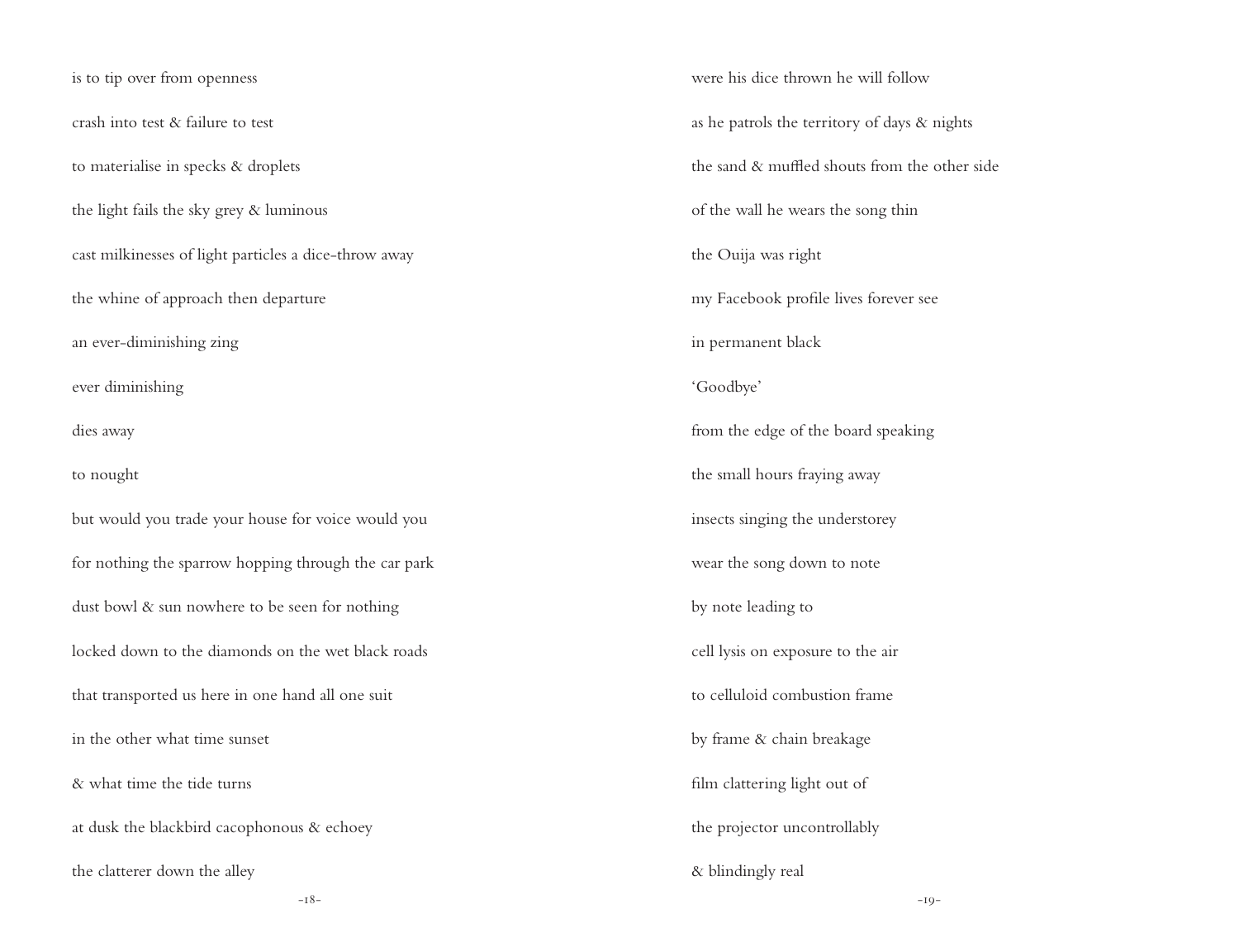is to tip over from openness

crash into test & failure to test

to materialise in specks & droplets

the light fails the sky grey & luminous

cast milkinesses of light particles a dice-throw away

the whine of approach then departure

an ever-diminishing zing

ever diminishing

dies away

to nought

but would you trade your house for voice would you

for nothing the sparrow hopping through the car park

dust bowl & sun nowhere to be seen for nothing

locked down to the diamonds on the wet black roads

that transported us here in one hand all one suit

in the other what time sunset

& what time the tide turns

at dusk the blackbird cacophonous & echoey

the clatterer down the alley

were his dice thrown he will follow

as he patrols the territory of days & nights

the sand & muffled shouts from the other side

of the wall he wears the song thin

the Ouija was right

my Facebook profile lives forever see

in permanent black

'Goodbye'

from the edge of the board speaking

the small hours fraying away

insects singing the understorey

wear the song down to note

by note leading to

cell lysis on exposure to the air

to celluloid combustion frame

by frame & chain breakage

film clattering light out of

the projector uncontrollably

& blindingly real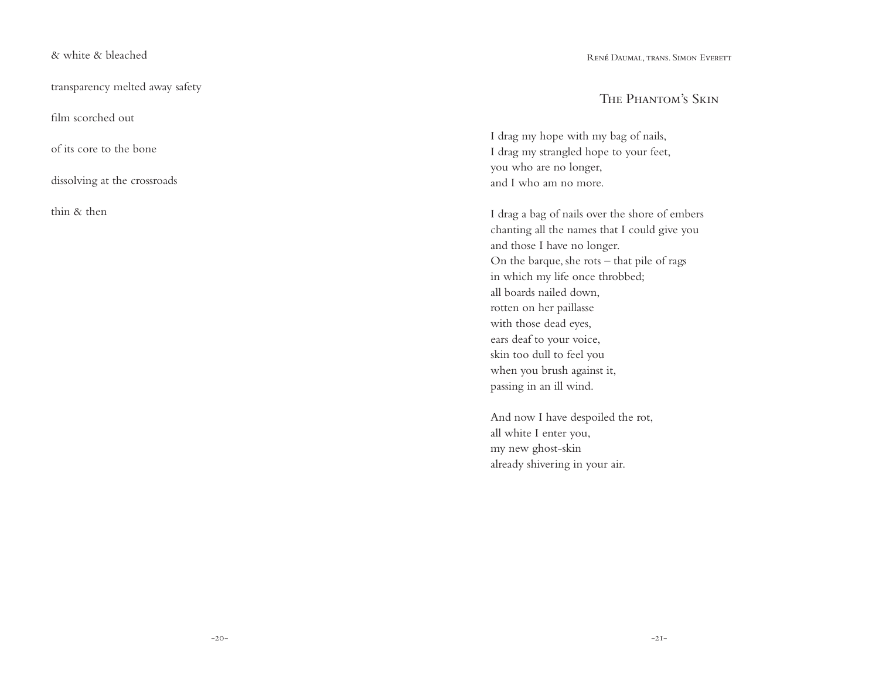& white & bleached

transparency melted away safety

film scorched out

of its core to the bone

dissolving at the crossroads

thin & then

René Daumal, trans. Simon Everett

## The Phantom's Skin

I drag my hope with my bag of nails,
I drag my strangled hope to your feet,
you who are no longer,
and I who am no more.

I drag a bag of nails over the shore of embers
chanting all the names that I could give you
and those I have no longer.
On the barque, she rots – that pile of rags
in which my life once throbbed;
all boards nailed down,
rotten on her paillasse
with those dead eyes,
ears deaf to your voice,
skin too dull to feel you
when you brush against it,
passing in an ill wind.

And now I have despoiled the rot,
all white I enter you,
my new ghost-skin
already shivering in your air.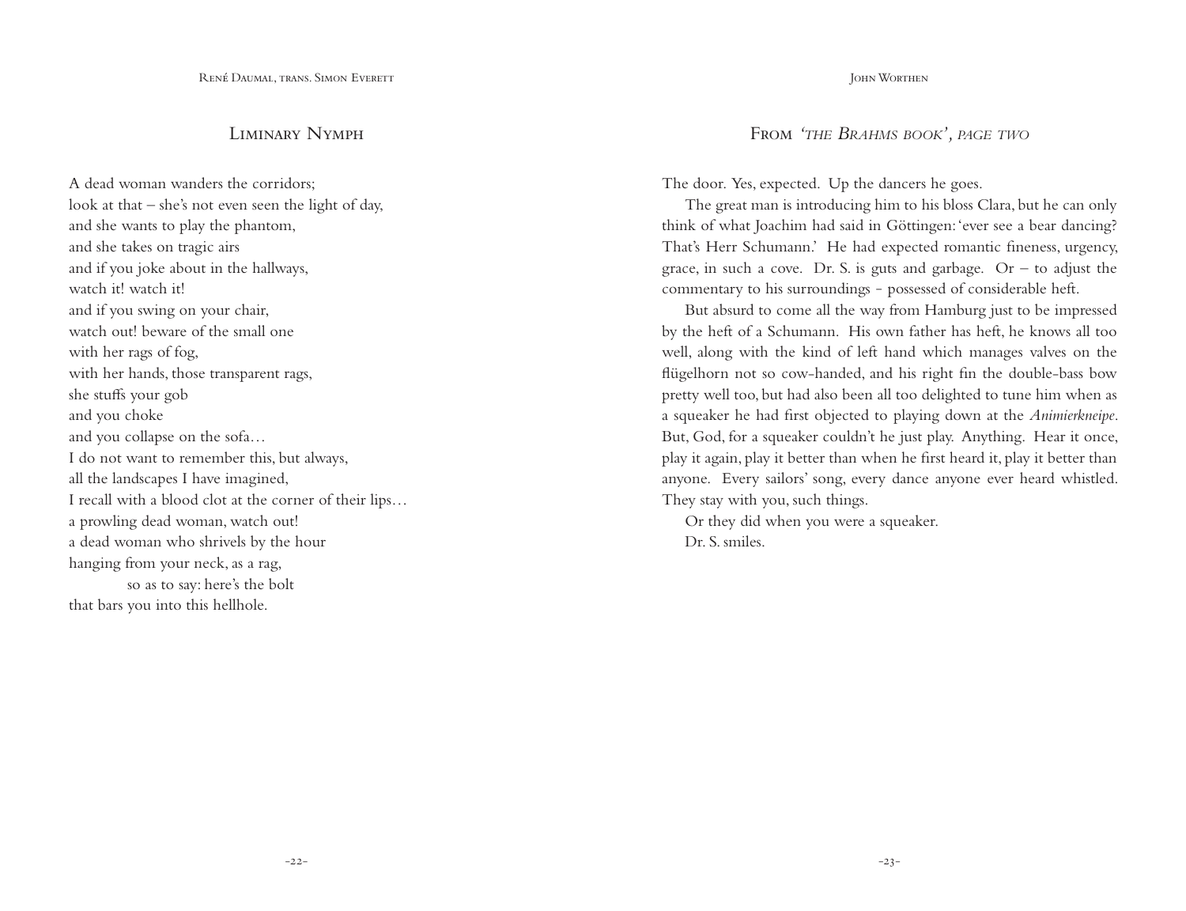René Daumal, trans. Simon Everett

## Liminary Nymph

A dead woman wanders the corridors;  
look at that – she's not even seen the light of day,  
and she wants to play the phantom,  
and she takes on tragic airs  
and if you joke about in the hallways,  
watch it! watch it!  
and if you swing on your chair,  
watch out! beware of the small one  
with her rags of fog,  
with her hands, those transparent rags,  
she stuffs your gob  
and you choke  
and you collapse on the sofa…  
I do not want to remember this, but always,  
all the landscapes I have imagined,  
I recall with a blood clot at the corner of their lips…  
a prowling dead woman, watch out!  
a dead woman who shrivels by the hour  
hanging from your neck, as a rag,  
            so as to say: here's the bolt  
that bars you into this hellhole.

John Worthen

## From *'the Brahms book'*, page two

The door. Yes, expected. Up the dancers he goes.

The great man is introducing him to his bloss Clara, but he can only think of what Joachim had said in Göttingen: 'ever see a bear dancing? That's Herr Schumann.' He had expected romantic fineness, urgency, grace, in such a cove. Dr. S. is guts and garbage. Or – to adjust the commentary to his surroundings - possessed of considerable heft.

But absurd to come all the way from Hamburg just to be impressed by the heft of a Schumann. His own father has heft, he knows all too well, along with the kind of left hand which manages valves on the flügelhorn not so cow-handed, and his right fin the double-bass bow pretty well too, but had also been all too delighted to tune him when as a squeaker he had first objected to playing down at the *Animierkneipe*. But, God, for a squeaker couldn't he just play. Anything. Hear it once, play it again, play it better than when he first heard it, play it better than anyone. Every sailors' song, every dance anyone ever heard whistled. They stay with you, such things.

Or they did when you were a squeaker.

Dr. S. smiles.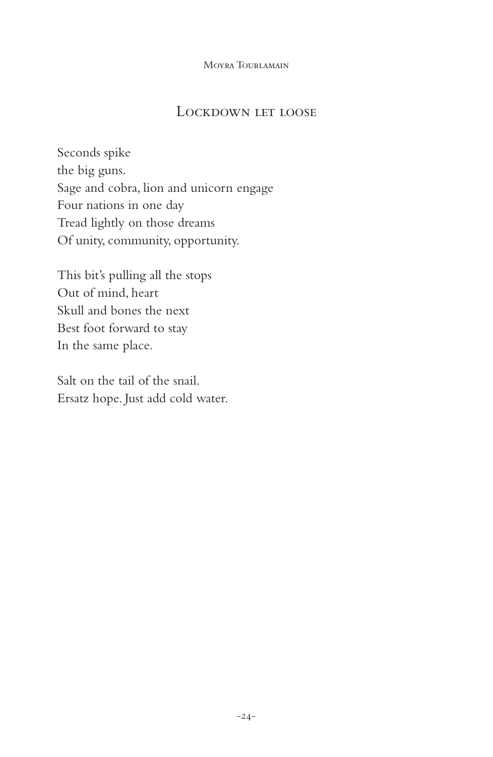Moyra Tourlamain

## Lockdown let loose

Seconds spike  
the big guns.  
Sage and cobra, lion and unicorn engage  
Four nations in one day  
Tread lightly on those dreams  
Of unity, community, opportunity.

This bit's pulling all the stops  
Out of mind, heart  
Skull and bones the next  
Best foot forward to stay  
In the same place.

Salt on the tail of the snail.  
Ersatz hope. Just add cold water.